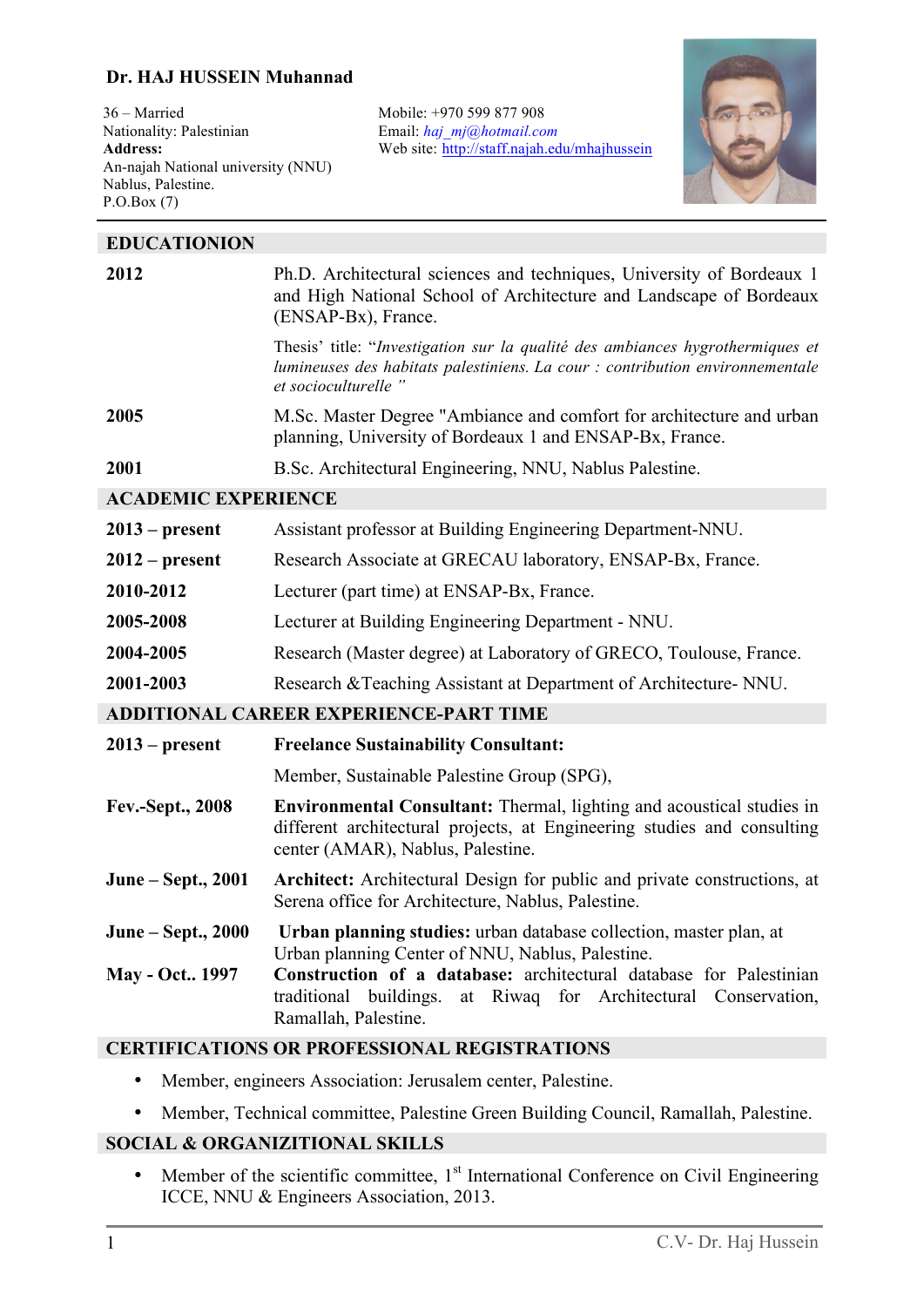# Dr. HAJ HUSSEIN Muhannad

36 – Married
Nationality: Palestinian
**Address:**
An-najah National university (NNU)
Nablus, Palestine.
P.O.Box (7)

Mobile: +970 599 877 908
Email: *haj_mj@hotmail.com*
Web site: http://staff.najah.edu/mhajhussein

## EDUCATIONION

| | |
|---|---|
| **2012** | Ph.D. Architectural sciences and techniques, University of Bordeaux 1 and High National School of Architecture and Landscape of Bordeaux (ENSAP-Bx), France.<br><br>Thesis' title: "*Investigation sur la qualité des ambiances hygrothermiques et lumineuses des habitats palestiniens. La cour : contribution environnementale et socioculturelle* " |
| **2005** | M.Sc. Master Degree "Ambiance and comfort for architecture and urban planning, University of Bordeaux 1 and ENSAP-Bx, France. |
| **2001** | B.Sc. Architectural Engineering, NNU, Nablus Palestine. |

## ACADEMIC EXPERIENCE

| | |
|---|---|
| **2013 – present** | Assistant professor at Building Engineering Department-NNU. |
| **2012 – present** | Research Associate at GRECAU laboratory, ENSAP-Bx, France. |
| **2010-2012** | Lecturer (part time) at ENSAP-Bx, France. |
| **2005-2008** | Lecturer at Building Engineering Department - NNU. |
| **2004-2005** | Research (Master degree) at Laboratory of GRECO, Toulouse, France. |
| **2001-2003** | Research &Teaching Assistant at Department of Architecture- NNU. |

## ADDITIONAL CAREER EXPERIENCE-PART TIME

| | |
|---|---|
| **2013 – present** | **Freelance Sustainability Consultant:**<br><br>Member, Sustainable Palestine Group (SPG), |
| **Fev.-Sept., 2008** | **Environmental Consultant:** Thermal, lighting and acoustical studies in different architectural projects, at Engineering studies and consulting center (AMAR), Nablus, Palestine. |
| **June – Sept., 2001** | **Architect:** Architectural Design for public and private constructions, at Serena office for Architecture, Nablus, Palestine. |
| **June – Sept., 2000** | **Urban planning studies:** urban database collection, master plan, at Urban planning Center of NNU, Nablus, Palestine. |
| **May - Oct.. 1997** | **Construction of a database:** architectural database for Palestinian traditional buildings. at Riwaq for Architectural Conservation, Ramallah, Palestine. |

## CERTIFICATIONS OR PROFESSIONAL REGISTRATIONS

- Member, engineers Association: Jerusalem center, Palestine.
- Member, Technical committee, Palestine Green Building Council, Ramallah, Palestine.

## SOCIAL & ORGANIZITIONAL SKILLS

- Member of the scientific committee, 1st International Conference on Civil Engineering ICCE, NNU & Engineers Association, 2013.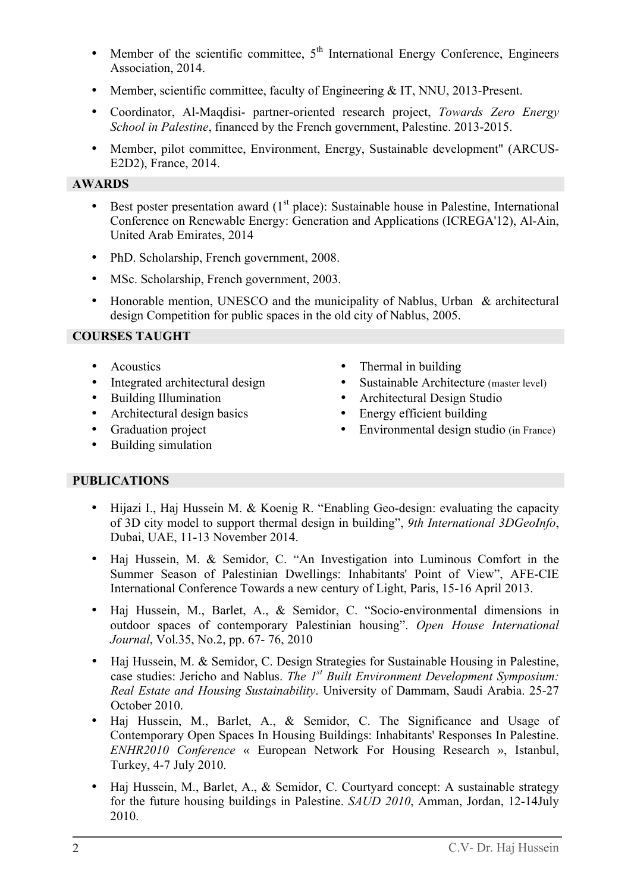- Member of the scientific committee, 5th International Energy Conference, Engineers Association, 2014.
- Member, scientific committee, faculty of Engineering & IT, NNU, 2013-Present.
- Coordinator, Al-Maqdisi- partner-oriented research project, *Towards Zero Energy School in Palestine*, financed by the French government, Palestine. 2013-2015.
- Member, pilot committee, Environment, Energy, Sustainable development" (ARCUS-E2D2), France, 2014.

## AWARDS

- Best poster presentation award (1st place): Sustainable house in Palestine, International Conference on Renewable Energy: Generation and Applications (ICREGA'12), Al-Ain, United Arab Emirates, 2014
- PhD. Scholarship, French government, 2008.
- MSc. Scholarship, French government, 2003.
- Honorable mention, UNESCO and the municipality of Nablus, Urban & architectural design Competition for public spaces in the old city of Nablus, 2005.

## COURSES TAUGHT

- Acoustics
- Integrated architectural design
- Building Illumination
- Architectural design basics
- Graduation project
- Building simulation
- Thermal in building
- Sustainable Architecture (master level)
- Architectural Design Studio
- Energy efficient building
- Environmental design studio (in France)

## PUBLICATIONS

- Hijazi I., Haj Hussein M. & Koenig R. "Enabling Geo-design: evaluating the capacity of 3D city model to support thermal design in building", *9th International 3DGeoInfo*, Dubai, UAE, 11-13 November 2014.
- Haj Hussein, M. & Semidor, C. "An Investigation into Luminous Comfort in the Summer Season of Palestinian Dwellings: Inhabitants' Point of View", AFE-CIE International Conference Towards a new century of Light, Paris, 15-16 April 2013.
- Haj Hussein, M., Barlet, A., & Semidor, C. "Socio-environmental dimensions in outdoor spaces of contemporary Palestinian housing". *Open House International Journal*, Vol.35, No.2, pp. 67- 76, 2010
- Haj Hussein, M. & Semidor, C. Design Strategies for Sustainable Housing in Palestine, case studies: Jericho and Nablus. *The 1st Built Environment Development Symposium: Real Estate and Housing Sustainability*. University of Dammam, Saudi Arabia. 25-27 October 2010.
- Haj Hussein, M., Barlet, A., & Semidor, C. The Significance and Usage of Contemporary Open Spaces In Housing Buildings: Inhabitants' Responses In Palestine. *ENHR2010 Conference* « European Network For Housing Research », Istanbul, Turkey, 4-7 July 2010.
- Haj Hussein, M., Barlet, A., & Semidor, C. Courtyard concept: A sustainable strategy for the future housing buildings in Palestine. *SAUD 2010*, Amman, Jordan, 12-14July 2010.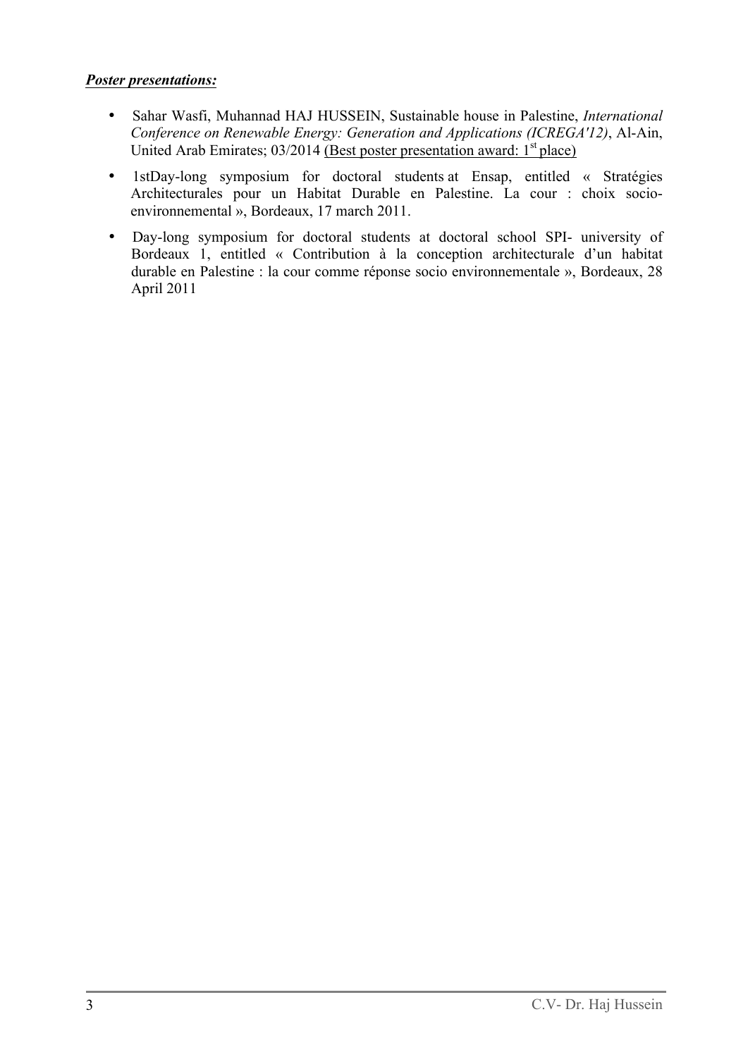***<u>Poster presentations:</u>***

- Sahar Wasfi, Muhannad HAJ HUSSEIN, Sustainable house in Palestine, *International Conference on Renewable Energy: Generation and Applications (ICREGA'12)*, Al-Ain, United Arab Emirates; 03/2014 <u>(Best poster presentation award: 1st place)</u>
- 1stDay-long symposium for doctoral students at Ensap, entitled « Stratégies Architecturales pour un Habitat Durable en Palestine. La cour : choix socio-environnemental », Bordeaux, 17 march 2011.
- Day-long symposium for doctoral students at doctoral school SPI- university of Bordeaux 1, entitled « Contribution à la conception architecturale d'un habitat durable en Palestine : la cour comme réponse socio environnementale », Bordeaux, 28 April 2011